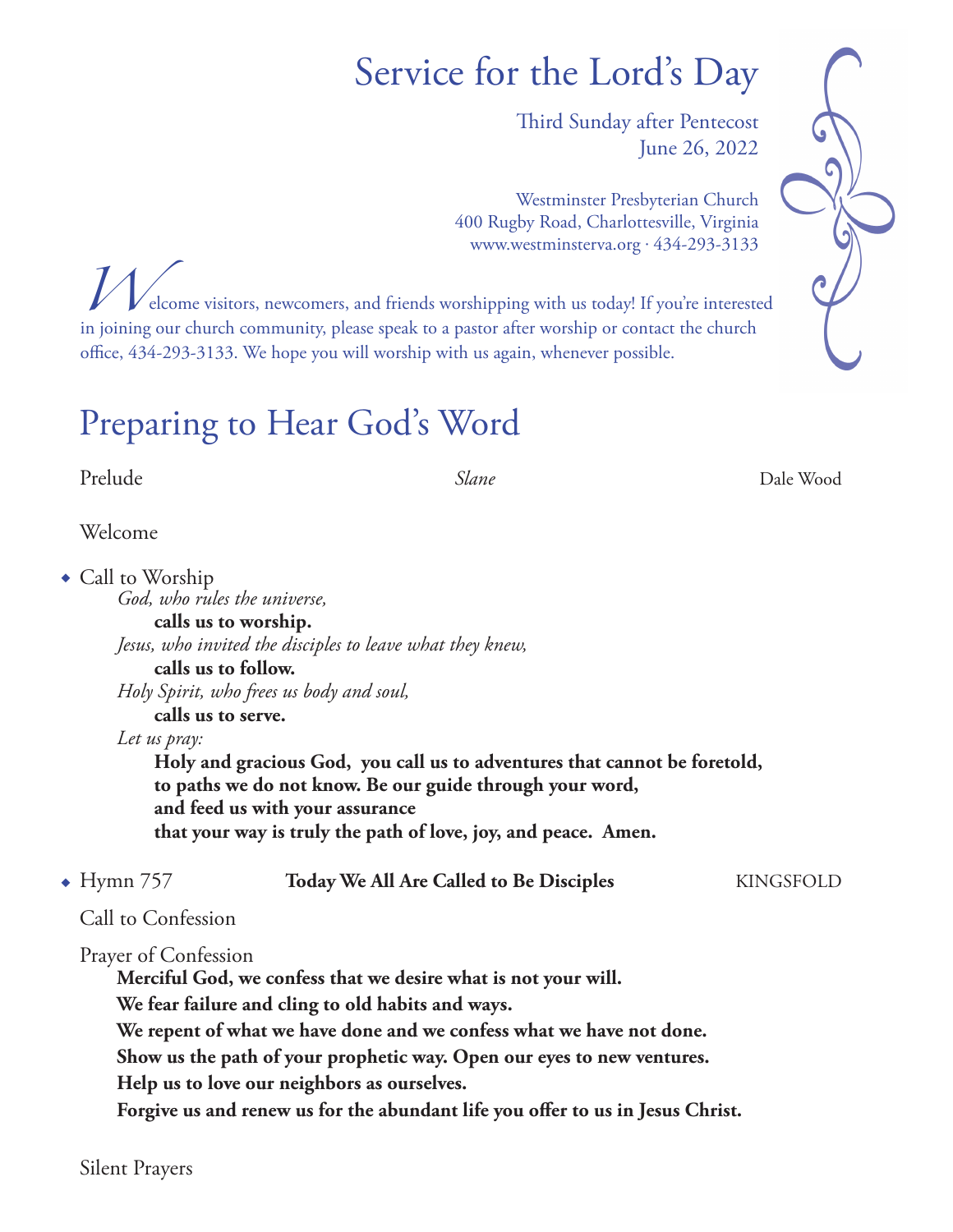# Service for the Lord's Day

Third Sunday after Pentecost
June 26, 2022

Westminster Presbyterian Church
400 Rugby Road, Charlottesville, Virginia
www.westminsterva.org · 434-293-3133

Welcome visitors, newcomers, and friends worshipping with us today! If you're interested in joining our church community, please speak to a pastor after worship or contact the church office, 434-293-3133. We hope you will worship with us again, whenever possible.

## Preparing to Hear God's Word

Prelude *Slane* Dale Wood

Welcome

◆ Call to Worship

*God, who rules the universe,*
**calls us to worship.**
*Jesus, who invited the disciples to leave what they knew,*
**calls us to follow.**
*Holy Spirit, who frees us body and soul,*
**calls us to serve.**
*Let us pray:*
**Holy and gracious God, you call us to adventures that cannot be foretold,**
**to paths we do not know. Be our guide through your word,**
**and feed us with your assurance**
**that your way is truly the path of love, joy, and peace. Amen.**

◆ Hymn 757 **Today We All Are Called to Be Disciples** KINGSFOLD

Call to Confession

Prayer of Confession

**Merciful God, we confess that we desire what is not your will.**
**We fear failure and cling to old habits and ways.**
**We repent of what we have done and we confess what we have not done.**
**Show us the path of your prophetic way. Open our eyes to new ventures.**
**Help us to love our neighbors as ourselves.**
**Forgive us and renew us for the abundant life you offer to us in Jesus Christ.**

Silent Prayers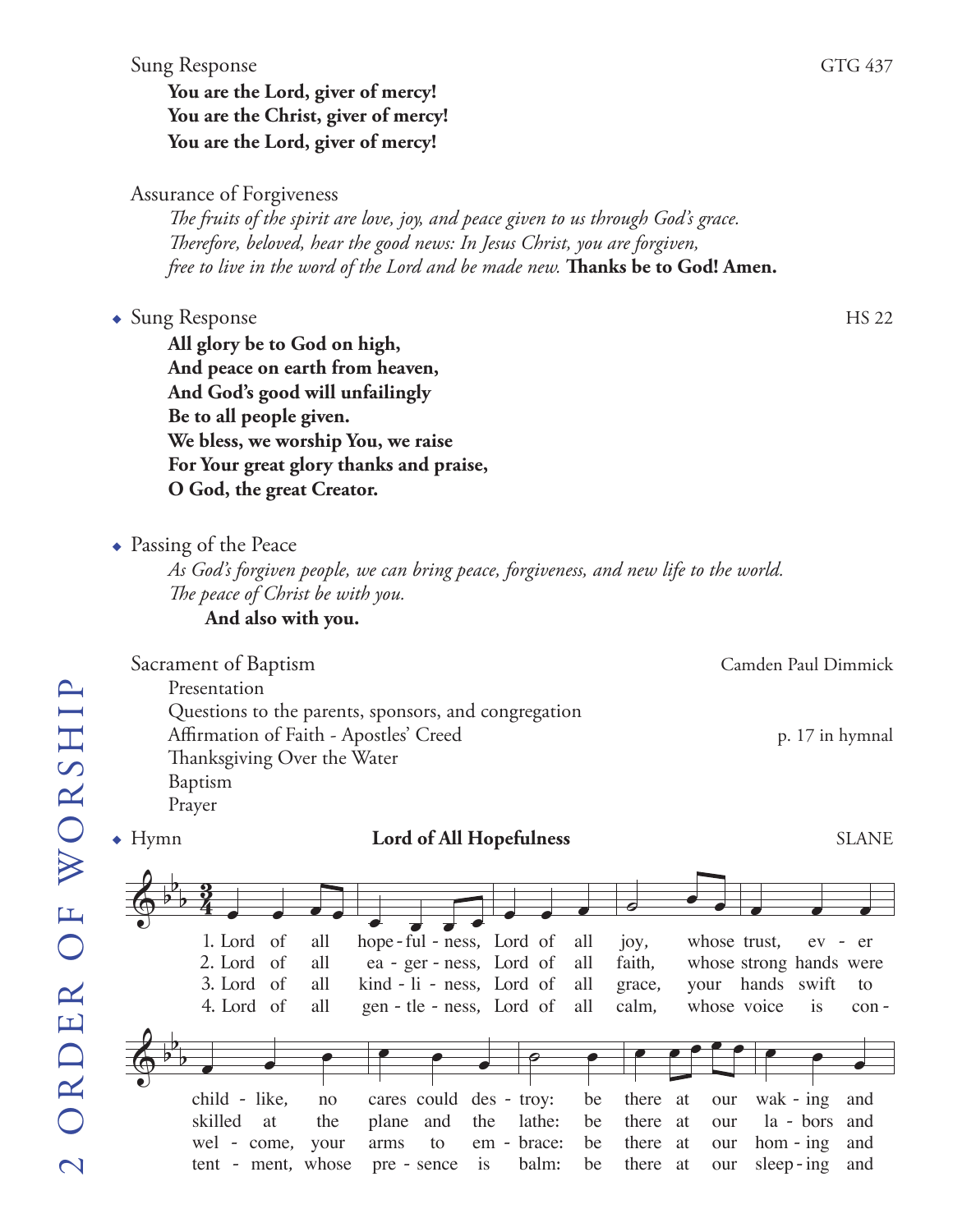Sung Response GTG 437

**You are the Lord, giver of mercy!**
**You are the Christ, giver of mercy!**
**You are the Lord, giver of mercy!**

Assurance of Forgiveness

*The fruits of the spirit are love, joy, and peace given to us through God's grace.*
*Therefore, beloved, hear the good news: In Jesus Christ, you are forgiven,*
*free to live in the word of the Lord and be made new.* **Thanks be to God! Amen.**

◆ Sung Response HS 22

**All glory be to God on high,**
**And peace on earth from heaven,**
**And God's good will unfailingly**
**Be to all people given.**
**We bless, we worship You, we raise**
**For Your great glory thanks and praise,**
**O God, the great Creator.**

◆ Passing of the Peace

*As God's forgiven people, we can bring peace, forgiveness, and new life to the world.*
*The peace of Christ be with you.*
**And also with you.**

Sacrament of Baptism — Camden Paul Dimmick

Presentation
Questions to the parents, sponsors, and congregation
Affirmation of Faith - Apostles' Creed — p. 17 in hymnal
Thanksgiving Over the Water
Baptism
Prayer

◆ Hymn **Lord of All Hopefulness** SLANE

1. Lord of all hope-ful-ness, Lord of all joy, whose trust, ev-er child-like, no cares could des-troy: be there at our wak-ing and
2. Lord of all ea-ger-ness, Lord of all faith, whose strong hands were skilled at the plane and the lathe: be there at our la-bors and
3. Lord of all kind-li-ness, Lord of all grace, your hands swift to wel-come, your arms to em-brace: be there at our hom-ing and
4. Lord of all gen-tle-ness, Lord of all calm, whose voice is con-tent-ment, whose pre-sence is balm: be there at our sleep-ing and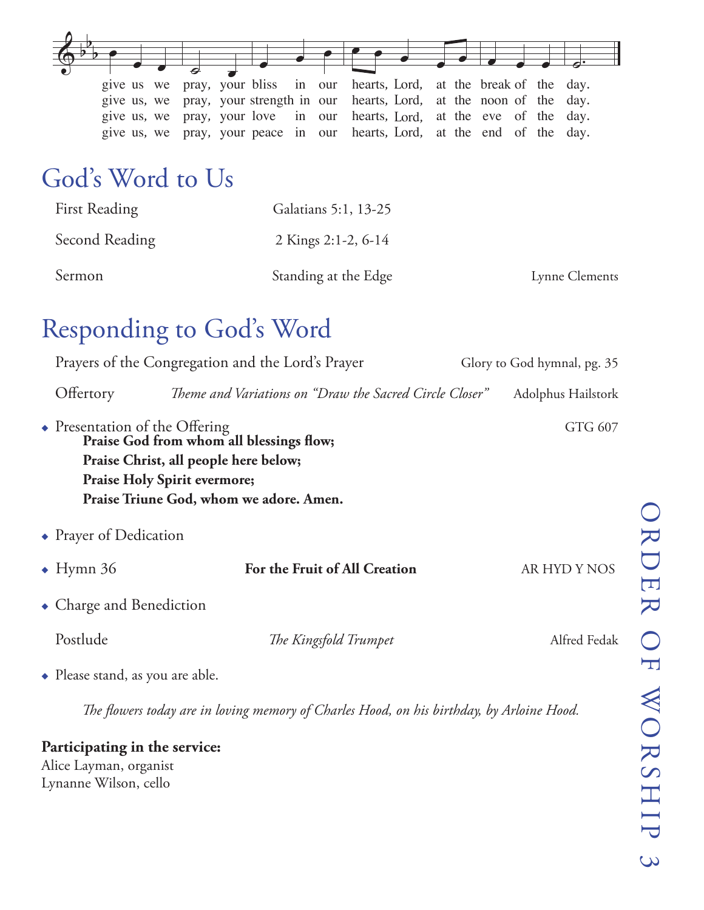give us we pray, your bliss in our hearts, Lord, at the break of the day.
give us, we pray, your strength in our hearts, Lord, at the noon of the day.
give us, we pray, your love in our hearts, Lord, at the eve of the day.
give us, we pray, your peace in our hearts, Lord, at the end of the day.

## God's Word to Us

First Reading — Galatians 5:1, 13-25

Second Reading — 2 Kings 2:1-2, 6-14

Sermon — Standing at the Edge — Lynne Clements

## Responding to God's Word

Prayers of the Congregation and the Lord's Prayer — Glory to God hymnal, pg. 35

Offertory — *Theme and Variations on "Draw the Sacred Circle Closer"* — Adolphus Hailstork

◆ Presentation of the Offering — GTG 607

**Praise God from whom all blessings flow;**
**Praise Christ, all people here below;**
**Praise Holy Spirit evermore;**
**Praise Triune God, whom we adore. Amen.**

◆ Prayer of Dedication

◆ Hymn 36 — **For the Fruit of All Creation** — AR HYD Y NOS

◆ Charge and Benediction

Postlude — *The Kingsfold Trumpet* — Alfred Fedak

◆ Please stand, as you are able.

*The flowers today are in loving memory of Charles Hood, on his birthday, by Arloine Hood.*

**Participating in the service:**
Alice Layman, organist
Lynanne Wilson, cello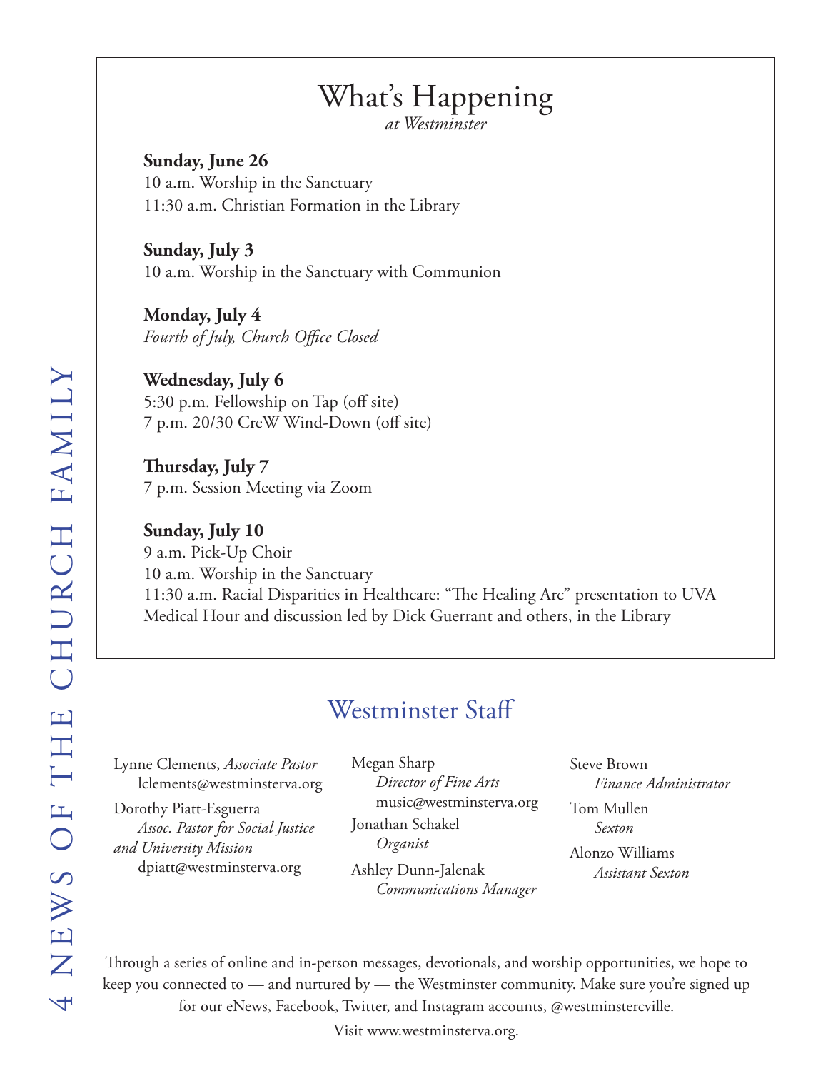# What's Happening

*at Westminster*

**Sunday, June 26**
10 a.m. Worship in the Sanctuary
11:30 a.m. Christian Formation in the Library

**Sunday, July 3**
10 a.m. Worship in the Sanctuary with Communion

**Monday, July 4**
*Fourth of July, Church Office Closed*

**Wednesday, July 6**
5:30 p.m. Fellowship on Tap (off site)
7 p.m. 20/30 CreW Wind-Down (off site)

**Thursday, July 7**
7 p.m. Session Meeting via Zoom

**Sunday, July 10**
9 a.m. Pick-Up Choir
10 a.m. Worship in the Sanctuary
11:30 a.m. Racial Disparities in Healthcare: "The Healing Arc" presentation to UVA Medical Hour and discussion led by Dick Guerrant and others, in the Library

## Westminster Staff

Lynne Clements, *Associate Pastor*
lclements@westminsterva.org

Dorothy Piatt-Esguerra
*Assoc. Pastor for Social Justice and University Mission*
dpiatt@westminsterva.org

Megan Sharp
*Director of Fine Arts*
music@westminsterva.org

Jonathan Schakel
*Organist*

Ashley Dunn-Jalenak
*Communications Manager*

Steve Brown
*Finance Administrator*

Tom Mullen
*Sexton*

Alonzo Williams
*Assistant Sexton*

Through a series of online and in-person messages, devotionals, and worship opportunities, we hope to keep you connected to — and nurtured by — the Westminster community. Make sure you're signed up for our eNews, Facebook, Twitter, and Instagram accounts, @westminstercville.

Visit www.westminsterva.org.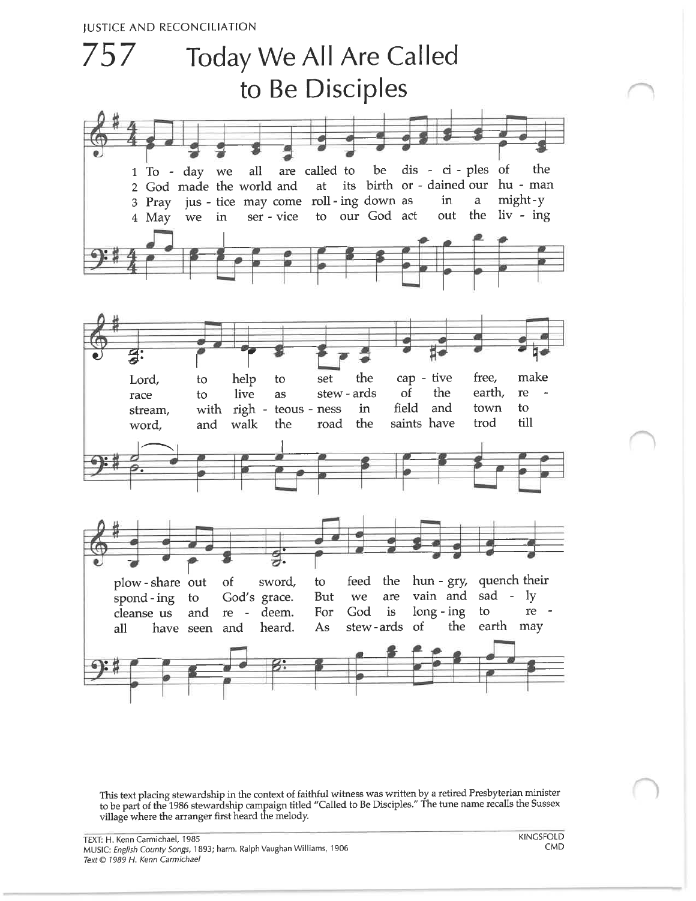JUSTICE AND RECONCILIATION

# 757 Today We All Are Called to Be Disciples

1 To - day we all are called to be dis - ci - ples of the Lord, to help to set the cap - tive free, make plow - share out of sword, to feed the hun - gry, quench their

2 God made the world and at its birth or - dained our hu - man race to live as stew - ards of the earth, re - spond - ing to God's grace. But we are vain and sad - ly

3 Pray jus - tice may come roll - ing down as in a might - y stream, with righ - teous - ness in field and town to cleanse us and re - deem. For God is long - ing to re -

4 May we in ser - vice to our God act out the liv - ing word, and walk the road the saints have trod till all have seen and heard. As stew - ards of the earth may

This text placing stewardship in the context of faithful witness was written by a retired Presbyterian minister to be part of the 1986 stewardship campaign titled "Called to Be Disciples." The tune name recalls the Sussex village where the arranger first heard the melody.

TEXT: H. Kenn Carmichael, 1985
MUSIC: *English County Songs*, 1893; harm. Ralph Vaughan Williams, 1906
*Text © 1989 H. Kenn Carmichael*

KINGSFOLD
CMD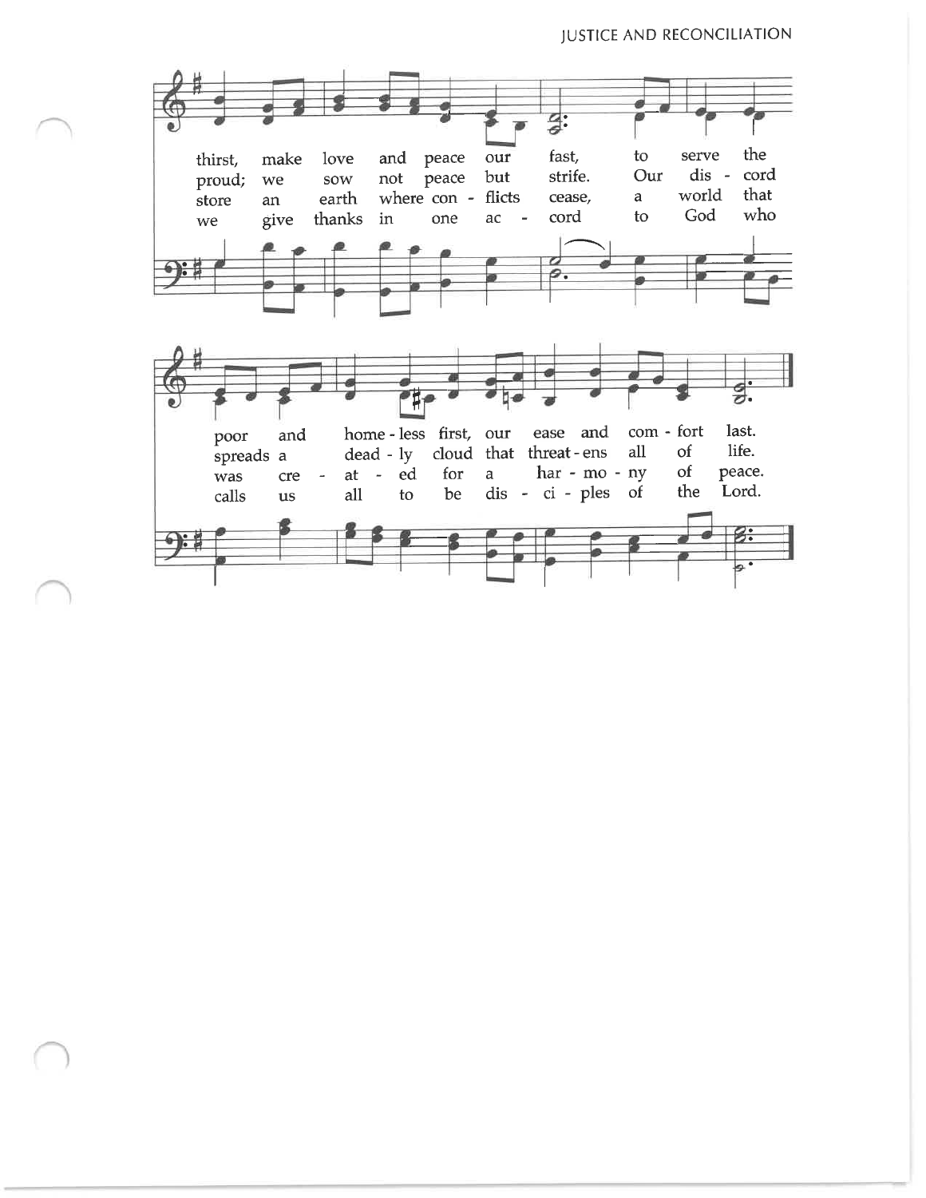thirst, make love and peace our fast, to serve the
proud; we sow not peace but strife. Our dis - cord
store an earth where con - flicts cease, a world that
we give thanks in one ac - cord to God who

poor and home - less first, our ease and com - fort last.
spreads a dead - ly cloud that threat - ens all of life.
was cre - at - ed for a har - mo - ny of peace.
calls us all to be dis - ci - ples of the Lord.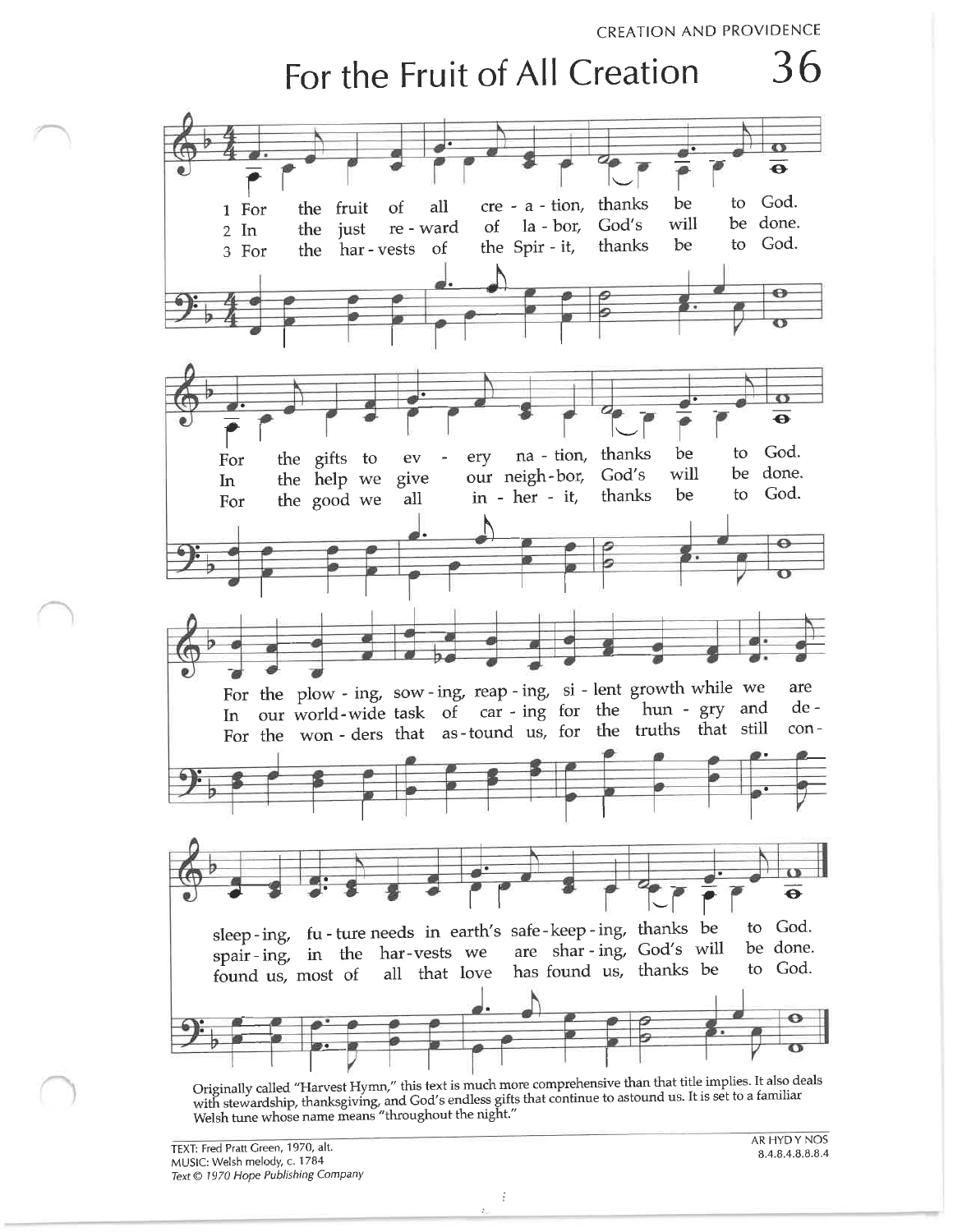CREATION AND PROVIDENCE

# For the Fruit of All Creation

1 For the fruit of all cre - a - tion, thanks be to God.
For the gifts to ev - ery na - tion, thanks be to God.
For the plow - ing, sow - ing, reap - ing, si - lent growth while we are sleep - ing, fu - ture needs in earth's safe - keep - ing, thanks be to God.

2 In the just re - ward of la - bor, God's will be done.
In the help we give our neigh - bor, God's will be done.
In our world - wide task of car - ing for the hun - gry and de - spair - ing, in the har - vests we are shar - ing, God's will be done.

3 For the har - vests of the Spir - it, thanks be to God.
For the good we all in - her - it, thanks be to God.
For the won - ders that as - tound us, for the truths that still con - found us, most of all that love has found us, thanks be to God.

Originally called "Harvest Hymn," this text is much more comprehensive than that title implies. It also deals with stewardship, thanksgiving, and God's endless gifts that continue to astound us. It is set to a familiar Welsh tune whose name means "throughout the night."

TEXT: Fred Pratt Green, 1970, alt.
MUSIC: Welsh melody, c. 1784
*Text © 1970 Hope Publishing Company*

AR HYD Y NOS
8.4.8.4.8.8.8.4